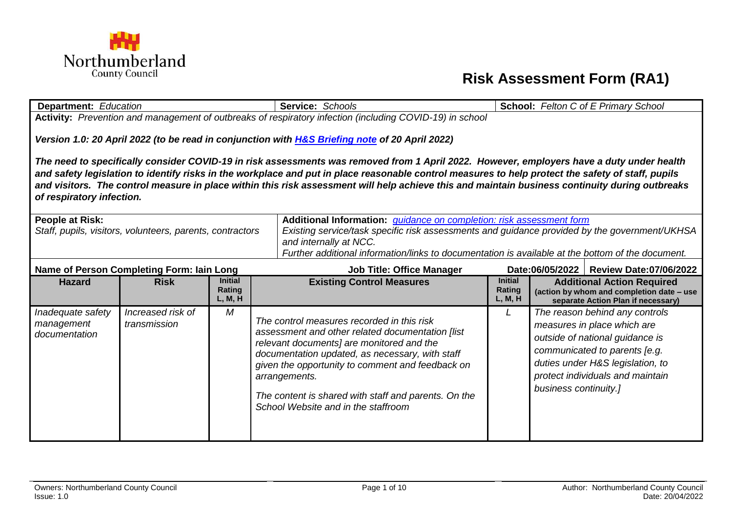# Risk Assessment Form (RA1)

Northumberland County Council

| **Department:** *Education* | **Service:** *Schools* | **School:** *Felton C of E Primary School* |
|---|---|---|

**Activity:** *Prevention and management of outbreaks of respiratory infection (including COVID-19) in school*

***Version 1.0: 20 April 2022 (to be read in conjunction with [H&S Briefing note](#) of 20 April 2022)***

***The need to specifically consider COVID-19 in risk assessments was removed from 1 April 2022. However, employers have a duty under health and safety legislation to identify risks in the workplace and put in place reasonable control measures to help protect the safety of staff, pupils and visitors. The control measure in place within this risk assessment will help achieve this and maintain business continuity during outbreaks of respiratory infection.***

| **People at Risk:** | **Additional Information:** *[guidance on completion: risk assessment form](#)* |
|---|---|
| *Staff, pupils, visitors, volunteers, parents, contractors* | *Existing service/task specific risk assessments and guidance provided by the government/UKHSA and internally at NCC.*<br>*Further additional information/links to documentation is available at the bottom of the document.* |

| **Name of Person Completing Form: Iain Long** | **Job Title: Office Manager** | **Date:06/05/2022** | **Review Date:07/06/2022** |
|---|---|---|---|

| Hazard | Risk | Initial Rating L, M, H | Existing Control Measures | Initial Rating L, M, H | Additional Action Required (action by whom and completion date – use separate Action Plan if necessary) |
|---|---|---|---|---|---|
| *Inadequate safety management documentation* | *Increased risk of transmission* | *M* | *The control measures recorded in this risk assessment and other related documentation [list relevant documents] are monitored and the documentation updated, as necessary, with staff given the opportunity to comment and feedback on arrangements.*<br><br>*The content is shared with staff and parents. On the School Website and in the staffroom* | *L* | *The reason behind any controls measures in place which are outside of national guidance is communicated to parents [e.g. duties under H&S legislation, to protect individuals and maintain business continuity.]* |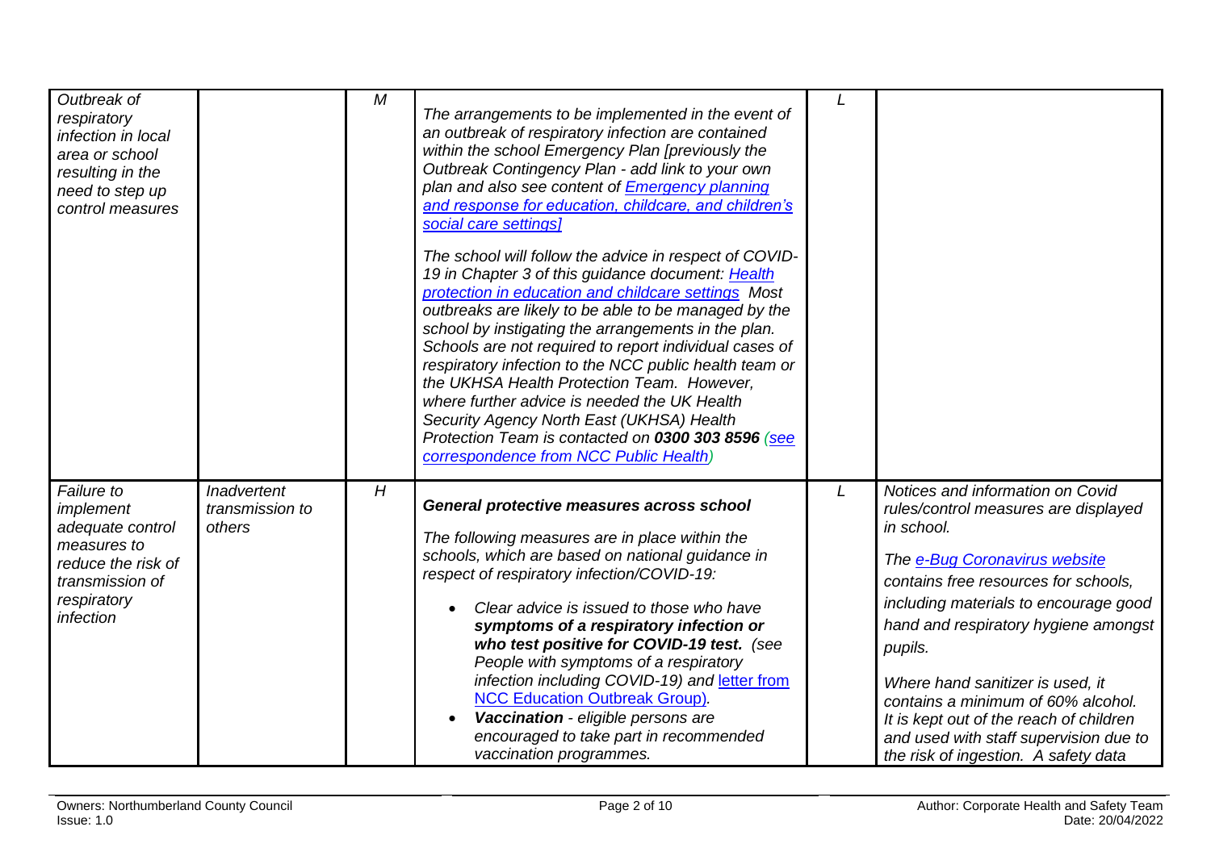| *Outbreak of respiratory infection in local area or school resulting in the need to step up control measures* | | *M* | *The arrangements to be implemented in the event of an outbreak of respiratory infection are contained within the school Emergency Plan [previously the Outbreak Contingency Plan - add link to your own plan and also see content of [Emergency planning and response for education, childcare, and children's social care settings](#)]*<br><br>*The school will follow the advice in respect of COVID-19 in Chapter 3 of this guidance document: [Health protection in education and childcare settings](#) Most outbreaks are likely to be able to be managed by the school by instigating the arrangements in the plan. Schools are not required to report individual cases of respiratory infection to the NCC public health team or the UKHSA Health Protection Team. However, where further advice is needed the UK Health Security Agency North East (UKHSA) Health Protection Team is contacted on **0300 303 8596** ([see correspondence from NCC Public Health](#))* | *L* | |
|---|---|---|---|---|---|
| *Failure to implement adequate control measures to reduce the risk of transmission of respiratory infection* | *Inadvertent transmission to others* | *H* | ***General protective measures across school***<br><br>*The following measures are in place within the schools, which are based on national guidance in respect of respiratory infection/COVID-19:*<br><br>• *Clear advice is issued to those who have **symptoms of a respiratory infection or who test positive for COVID-19 test.** (see People with symptoms of a respiratory infection including COVID-19) and [letter from NCC Education Outbreak Group](#).*<br>• ***Vaccination** - eligible persons are encouraged to take part in recommended vaccination programmes.* | *L* | *Notices and information on Covid rules/control measures are displayed in school.*<br><br>*The [e-Bug Coronavirus website](#) contains free resources for schools, including materials to encourage good hand and respiratory hygiene amongst pupils.*<br><br>*Where hand sanitizer is used, it contains a minimum of 60% alcohol. It is kept out of the reach of children and used with staff supervision due to the risk of ingestion. A safety data* |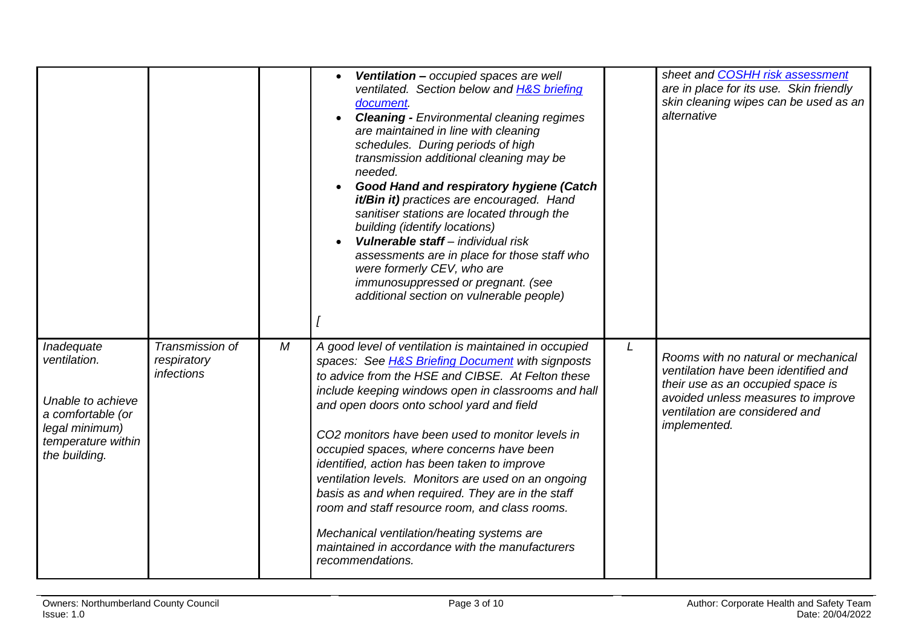| | | | | | |
|---|---|---|---|---|---|
| | | | • ***Ventilation –*** *occupied spaces are well ventilated. Section below and [H&S briefing document](#).*<br>• ***Cleaning -*** *Environmental cleaning regimes are maintained in line with cleaning schedules. During periods of high transmission additional cleaning may be needed.*<br>• ***Good Hand and respiratory hygiene (Catch it/Bin it)*** *practices are encouraged. Hand sanitiser stations are located through the building (identify locations)*<br>• ***Vulnerable staff*** *– individual risk assessments are in place for those staff who were formerly CEV, who are immunosuppressed or pregnant. (see additional section on vulnerable people)*<br><br>[ | | *sheet and [COSHH risk assessment](#) are in place for its use. Skin friendly skin cleaning wipes can be used as an alternative* |
| *Inadequate ventilation.*<br><br>*Unable to achieve a comfortable (or legal minimum) temperature within the building.* | *Transmission of respiratory infections* | *M* | *A good level of ventilation is maintained in occupied spaces: See [H&S Briefing Document](#) with signposts to advice from the HSE and CIBSE. At Felton these include keeping windows open in classrooms and hall and open doors onto school yard and field*<br><br>*CO2 monitors have been used to monitor levels in occupied spaces, where concerns have been identified, action has been taken to improve ventilation levels. Monitors are used on an ongoing basis as and when required. They are in the staff room and staff resource room, and class rooms.*<br><br>*Mechanical ventilation/heating systems are maintained in accordance with the manufacturers recommendations.* | *L* | *Rooms with no natural or mechanical ventilation have been identified and their use as an occupied space is avoided unless measures to improve ventilation are considered and implemented.* |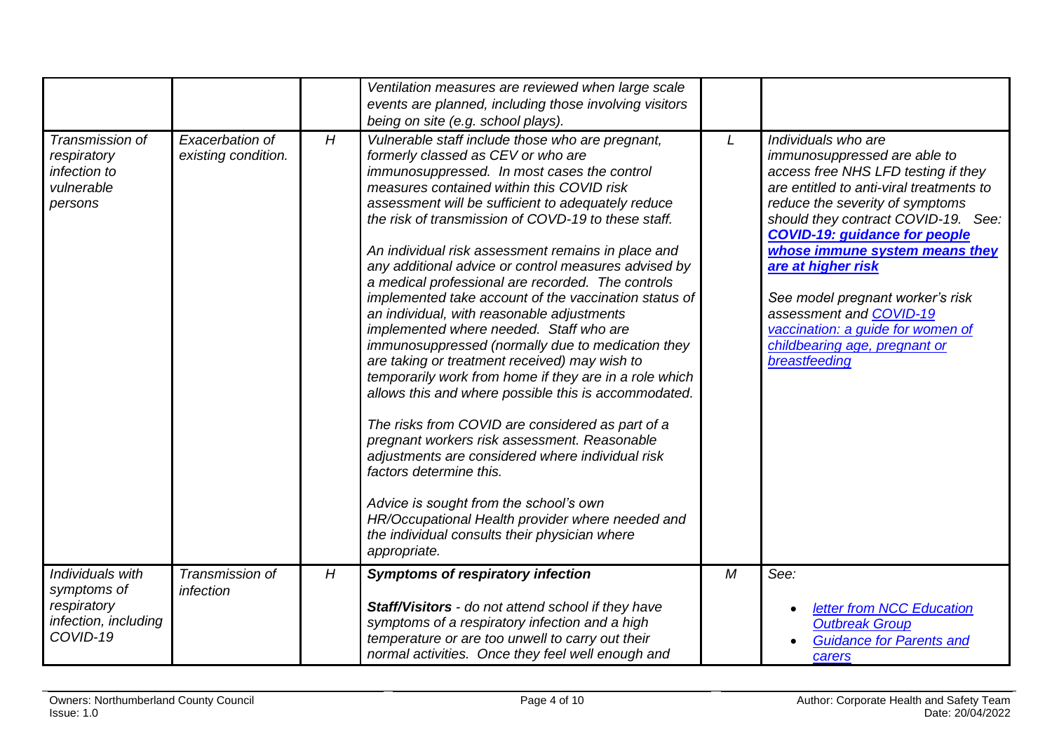| | | | | | |
|---|---|---|---|---|---|
| | | | *Ventilation measures are reviewed when large scale events are planned, including those involving visitors being on site (e.g. school plays).* | | |
| *Transmission of respiratory infection to vulnerable persons* | *Exacerbation of existing condition.* | *H* | *Vulnerable staff include those who are pregnant, formerly classed as CEV or who are immunosuppressed. In most cases the control measures contained within this COVID risk assessment will be sufficient to adequately reduce the risk of transmission of COVD-19 to these staff.*<br><br>*An individual risk assessment remains in place and any additional advice or control measures advised by a medical professional are recorded. The controls implemented take account of the vaccination status of an individual, with reasonable adjustments implemented where needed. Staff who are immunosuppressed (normally due to medication they are taking or treatment received) may wish to temporarily work from home if they are in a role which allows this and where possible this is accommodated.*<br><br>*The risks from COVID are considered as part of a pregnant workers risk assessment. Reasonable adjustments are considered where individual risk factors determine this.*<br><br>*Advice is sought from the school's own HR/Occupational Health provider where needed and the individual consults their physician where appropriate.* | *L* | *Individuals who are immunosuppressed are able to access free NHS LFD testing if they are entitled to anti-viral treatments to reduce the severity of symptoms should they contract COVID-19. See:* ***COVID-19: guidance for people whose immune system means they are at higher risk***<br><br>*See model pregnant worker's risk assessment and COVID-19 vaccination: a guide for women of childbearing age, pregnant or breastfeeding* |
| *Individuals with symptoms of respiratory infection, including COVID-19* | *Transmission of infection* | *H* | ***Symptoms of respiratory infection***<br><br>***Staff/Visitors*** *- do not attend school if they have symptoms of a respiratory infection and a high temperature or are too unwell to carry out their normal activities. Once they feel well enough and* | *M* | *See:*<br>• *letter from NCC Education Outbreak Group*<br>• *Guidance for Parents and carers* |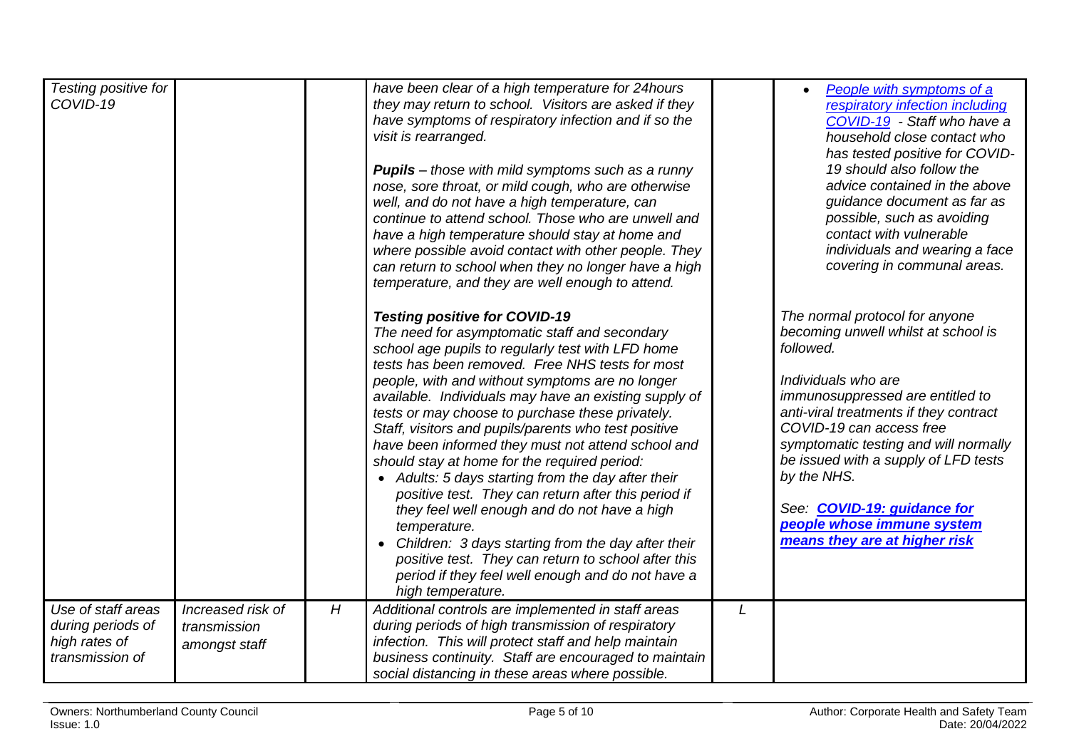| | | | | | |
|---|---|---|---|---|---|
| *Testing positive for COVID-19* | | | *have been clear of a high temperature for 24hours they may return to school. Visitors are asked if they have symptoms of respiratory infection and if so the visit is rearranged.*<br><br>***Pupils*** *– those with mild symptoms such as a runny nose, sore throat, or mild cough, who are otherwise well, and do not have a high temperature, can continue to attend school. Those who are unwell and have a high temperature should stay at home and where possible avoid contact with other people. They can return to school when they no longer have a high temperature, and they are well enough to attend.*<br><br>***Testing positive for COVID-19***<br>*The need for asymptomatic staff and secondary school age pupils to regularly test with LFD home tests has been removed. Free NHS tests for most people, with and without symptoms are no longer available. Individuals may have an existing supply of tests or may choose to purchase these privately. Staff, visitors and pupils/parents who test positive have been informed they must not attend school and should stay at home for the required period:*<br>• *Adults: 5 days starting from the day after their positive test. They can return after this period if they feel well enough and do not have a high temperature.*<br>• *Children: 3 days starting from the day after their positive test. They can return to school after this period if they feel well enough and do not have a high temperature.* | | • *People with symptoms of a respiratory infection including COVID-19 - Staff who have a household close contact who has tested positive for COVID-19 should also follow the advice contained in the above guidance document as far as possible, such as avoiding contact with vulnerable individuals and wearing a face covering in communal areas.*<br><br>*The normal protocol for anyone becoming unwell whilst at school is followed.*<br><br>*Individuals who are immunosuppressed are entitled to anti-viral treatments if they contract COVID-19 can access free symptomatic testing and will normally be issued with a supply of LFD tests by the NHS.*<br><br>*See:* ***COVID-19: guidance for people whose immune system means they are at higher risk*** |
| *Use of staff areas during periods of high rates of transmission of* | *Increased risk of transmission amongst staff* | *H* | *Additional controls are implemented in staff areas during periods of high transmission of respiratory infection. This will protect staff and help maintain business continuity. Staff are encouraged to maintain social distancing in these areas where possible.* | *L* | |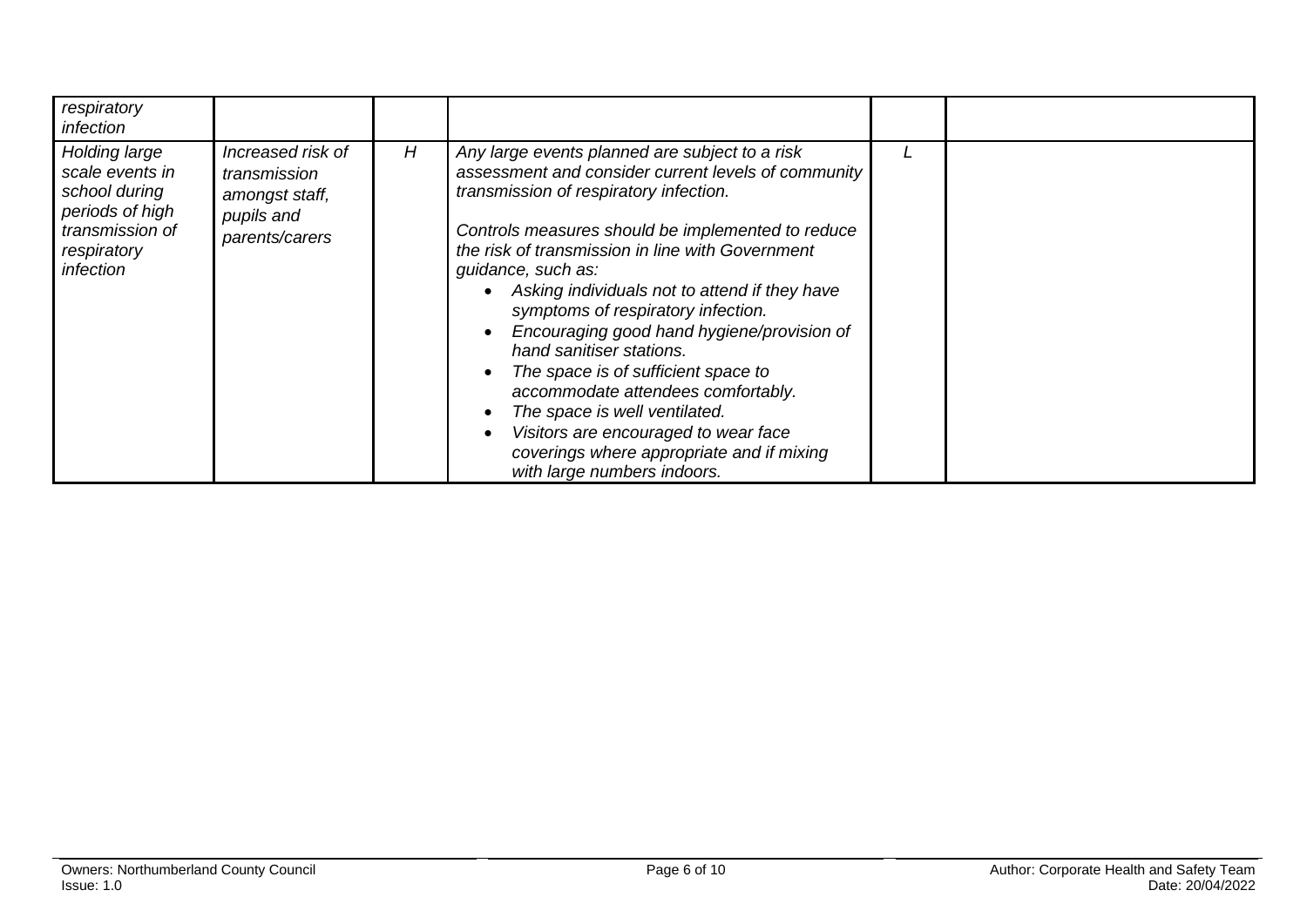| | | | | | |
|---|---|---|---|---|---|
| *respiratory infection* | | | | | |
| *Holding large scale events in school during periods of high transmission of respiratory infection* | *Increased risk of transmission amongst staff, pupils and parents/carers* | *H* | *Any large events planned are subject to a risk assessment and consider current levels of community transmission of respiratory infection.*<br><br>*Controls measures should be implemented to reduce the risk of transmission in line with Government guidance, such as:*<br>• *Asking individuals not to attend if they have symptoms of respiratory infection.*<br>• *Encouraging good hand hygiene/provision of hand sanitiser stations.*<br>• *The space is of sufficient space to accommodate attendees comfortably.*<br>• *The space is well ventilated.*<br>• *Visitors are encouraged to wear face coverings where appropriate and if mixing with large numbers indoors.* | *L* | |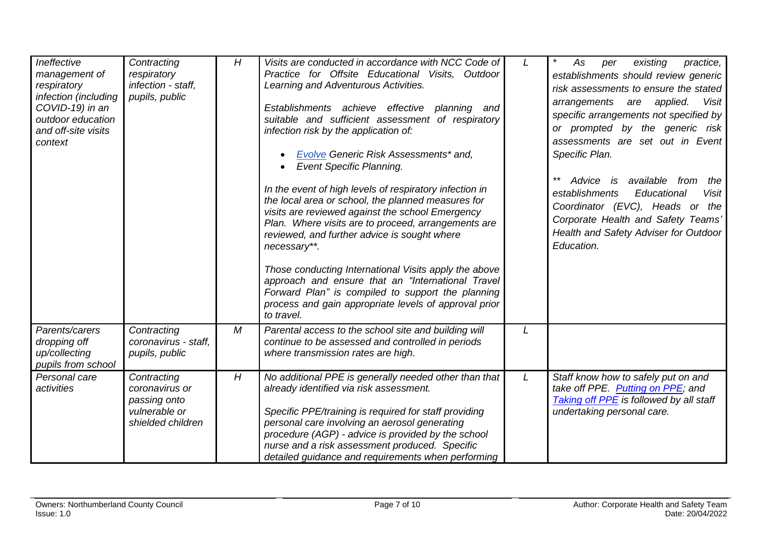| *Ineffective management of respiratory infection (including COVID-19) in an outdoor education and off-site visits context* | *Contracting respiratory infection - staff, pupils, public* | *H* | *Visits are conducted in accordance with NCC Code of Practice for Offsite Educational Visits, Outdoor Learning and Adventurous Activities.*<br><br>*Establishments achieve effective planning and suitable and sufficient assessment of respiratory infection risk by the application of:*<br><br>• *[Evolve](Evolve) Generic Risk Assessments* and,*<br>• *Event Specific Planning.*<br><br>*In the event of high levels of respiratory infection in the local area or school, the planned measures for visits are reviewed against the school Emergency Plan. Where visits are to proceed, arrangements are reviewed, and further advice is sought where necessary**.*<br><br>*Those conducting International Visits apply the above approach and ensure that an "International Travel Forward Plan" is compiled to support the planning process and gain appropriate levels of approval prior to travel.* | *L* | ** As per existing practice, establishments should review generic risk assessments to ensure the stated arrangements are applied. Visit specific arrangements not specified by or prompted by the generic risk assessments are set out in Event Specific Plan.*<br><br>*** Advice is available from the establishments Educational Visit Coordinator (EVC), Heads or the Corporate Health and Safety Teams' Health and Safety Adviser for Outdoor Education.* |
|---|---|---|---|---|---|
| *Parents/carers dropping off up/collecting pupils from school* | *Contracting coronavirus - staff, pupils, public* | *M* | *Parental access to the school site and building will continue to be assessed and controlled in periods where transmission rates are high.* | *L* | |
| *Personal care activities* | *Contracting coronavirus or passing onto vulnerable or shielded children* | *H* | *No additional PPE is generally needed other than that already identified via risk assessment.*<br><br>*Specific PPE/training is required for staff providing personal care involving an aerosol generating procedure (AGP) - advice is provided by the school nurse and a risk assessment produced. Specific detailed guidance and requirements when performing* | *L* | *Staff know how to safely put on and take off PPE. [Putting on PPE](Putting on PPE); and [Taking off PPE](Taking off PPE) is followed by all staff undertaking personal care.* |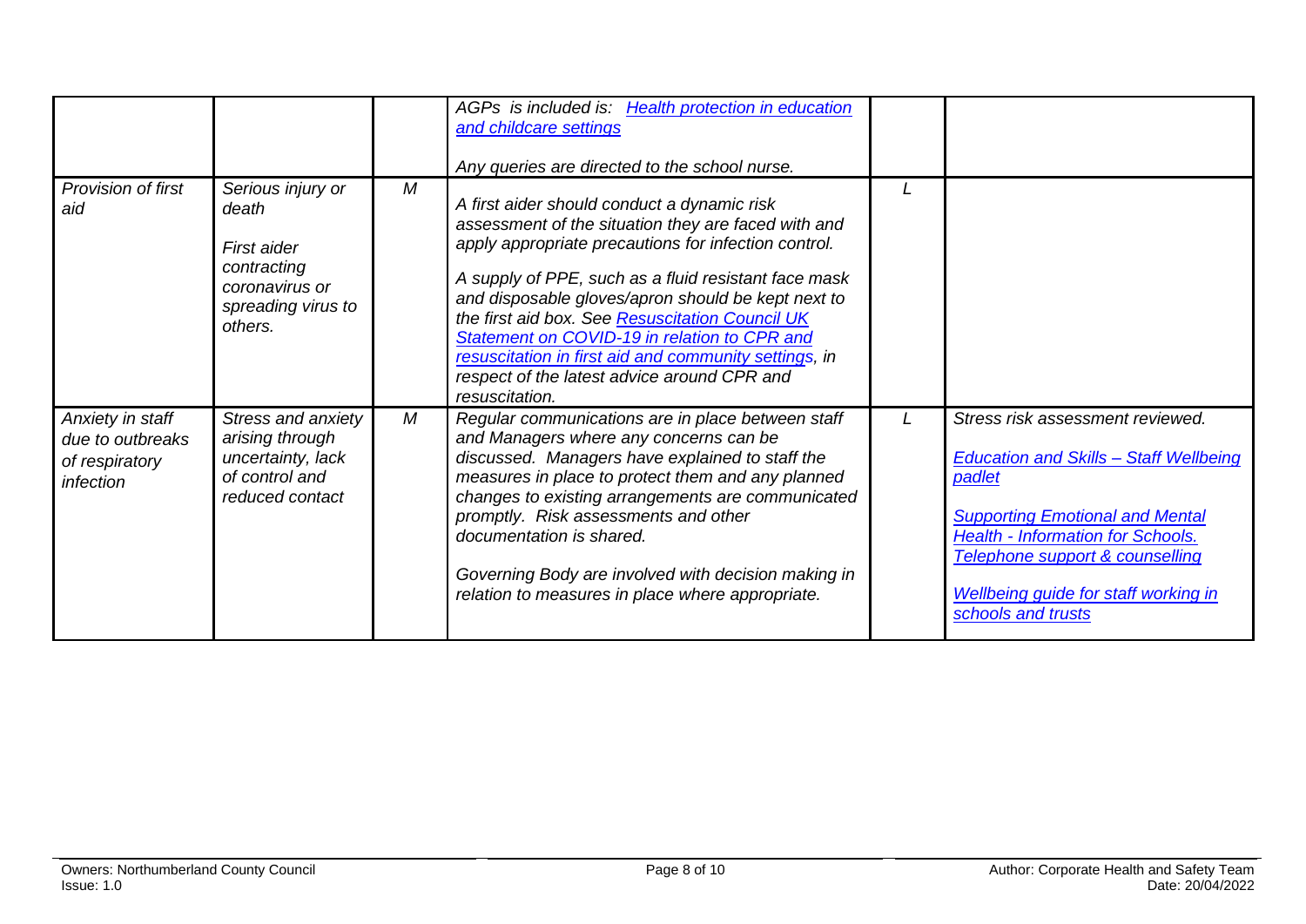| | | | | | |
|---|---|---|---|---|---|
| | | | *AGPs is included is: [Health protection in education and childcare settings](#)*<br><br>*Any queries are directed to the school nurse.* | | |
| *Provision of first aid* | *Serious injury or death*<br><br>*First aider contracting coronavirus or spreading virus to others.* | *M* | *A first aider should conduct a dynamic risk assessment of the situation they are faced with and apply appropriate precautions for infection control.*<br><br>*A supply of PPE, such as a fluid resistant face mask and disposable gloves/apron should be kept next to the first aid box. See [Resuscitation Council UK Statement on COVID-19 in relation to CPR and resuscitation in first aid and community settings](#), in respect of the latest advice around CPR and resuscitation.* | *L* | |
| *Anxiety in staff due to outbreaks of respiratory infection* | *Stress and anxiety arising through uncertainty, lack of control and reduced contact* | *M* | *Regular communications are in place between staff and Managers where any concerns can be discussed. Managers have explained to staff the measures in place to protect them and any planned changes to existing arrangements are communicated promptly. Risk assessments and other documentation is shared.*<br><br>*Governing Body are involved with decision making in relation to measures in place where appropriate.* | *L* | *Stress risk assessment reviewed.*<br><br>*[Education and Skills – Staff Wellbeing padlet](#)*<br><br>*[Supporting Emotional and Mental Health - Information for Schools. Telephone support & counselling](#)*<br><br>*[Wellbeing guide for staff working in schools and trusts](#)* |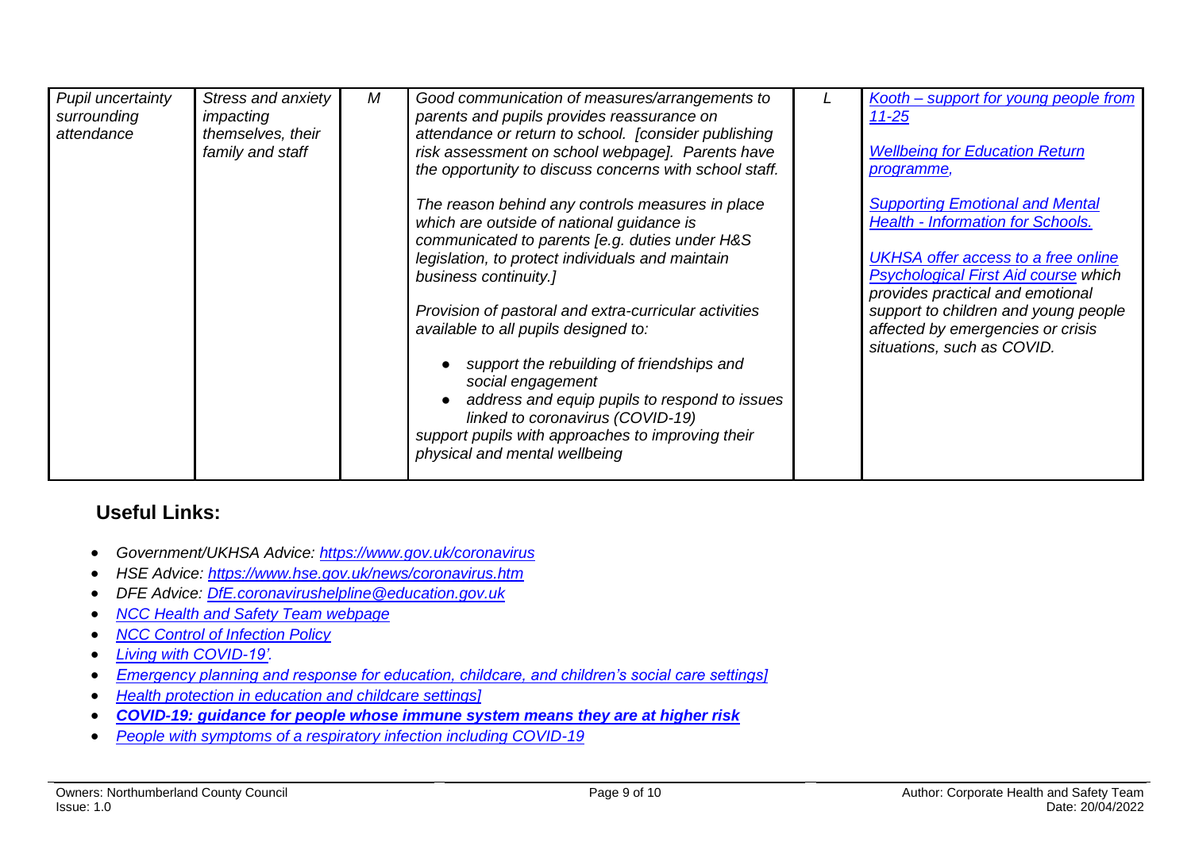| *Pupil uncertainty surrounding attendance* | *Stress and anxiety impacting themselves, their family and staff* | *M* | *Good communication of measures/arrangements to parents and pupils provides reassurance on attendance or return to school. [consider publishing risk assessment on school webpage]. Parents have the opportunity to discuss concerns with school staff.*<br><br>*The reason behind any controls measures in place which are outside of national guidance is communicated to parents [e.g. duties under H&S legislation, to protect individuals and maintain business continuity.]*<br><br>*Provision of pastoral and extra-curricular activities available to all pupils designed to:*<br>• *support the rebuilding of friendships and social engagement*<br>• *address and equip pupils to respond to issues linked to coronavirus (COVID-19)*<br>*support pupils with approaches to improving their physical and mental wellbeing* | *L* | *Kooth – support for young people from 11-25*<br><br>*Wellbeing for Education Return programme,*<br><br>*Supporting Emotional and Mental Health - Information for Schools.*<br><br>*UKHSA offer access to a free online Psychological First Aid course which provides practical and emotional support to children and young people affected by emergencies or crisis situations, such as COVID.* |
|---|---|---|---|---|---|

## Useful Links:

- *Government/UKHSA Advice: https://www.gov.uk/coronavirus*
- *HSE Advice: https://www.hse.gov.uk/news/coronavirus.htm*
- *DFE Advice: DfE.coronavirushelpline@education.gov.uk*
- *NCC Health and Safety Team webpage*
- *NCC Control of Infection Policy*
- *Living with COVID-19'.*
- *Emergency planning and response for education, childcare, and children's social care settings]*
- *Health protection in education and childcare settings]*
- ***COVID-19: guidance for people whose immune system means they are at higher risk***
- *People with symptoms of a respiratory infection including COVID-19*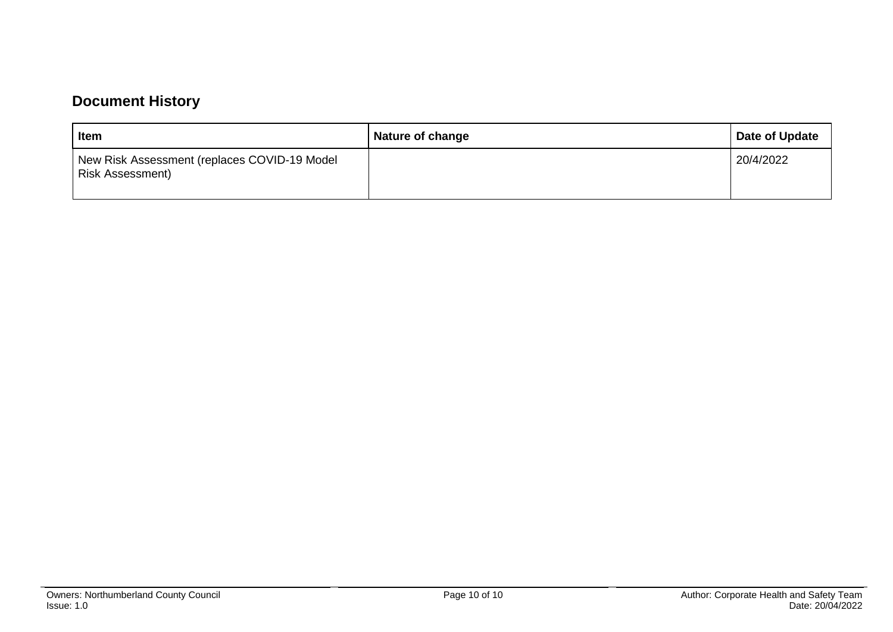## Document History

| Item | Nature of change | Date of Update |
|---|---|---|
| New Risk Assessment (replaces COVID-19 Model Risk Assessment) | | 20/4/2022 |